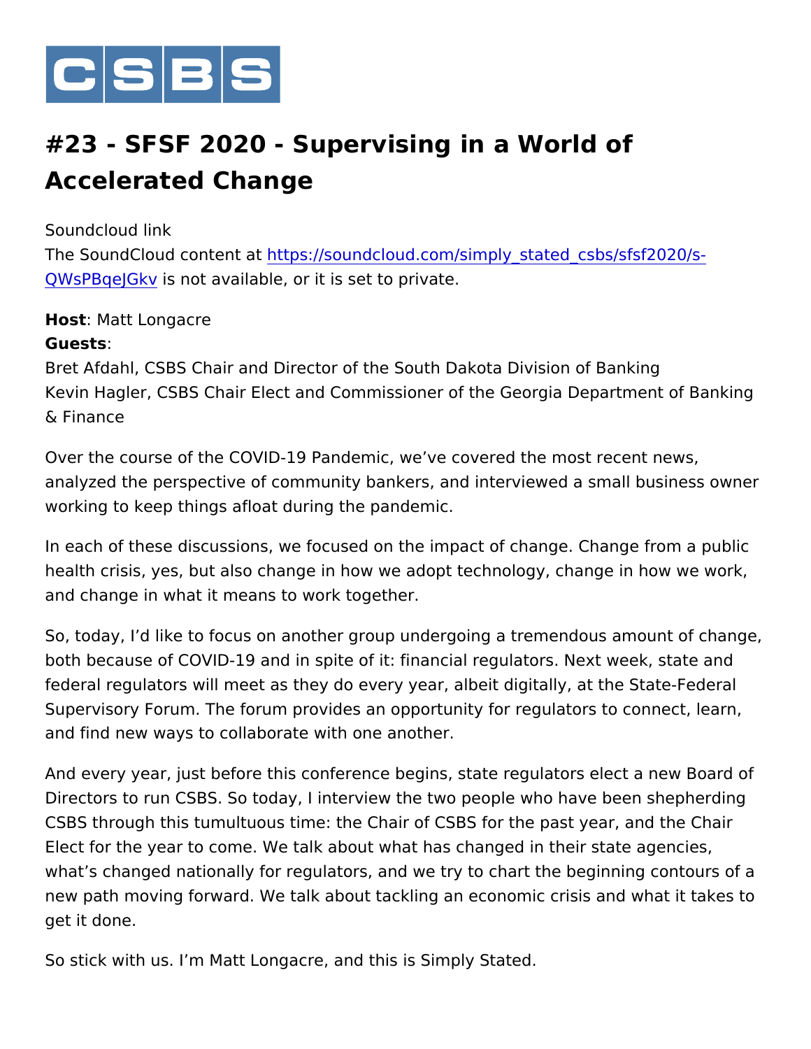CSBS

# #23 - SFSF 2020 - Supervising in a World of Accelerated Change

Soundcloud link

The SoundCloud content at [https://soundcloud.com/simply_stated_csbs/sfsf2020/s-QWsPBqeJGkv](https://soundcloud.com/simply_stated_csbs/sfsf2020/s-QWsPBqeJGkv) is not available, or it is set to private.

**Host**: Matt Longacre
**Guests**:
Bret Afdahl, CSBS Chair and Director of the South Dakota Division of Banking
Kevin Hagler, CSBS Chair Elect and Commissioner of the Georgia Department of Banking & Finance

Over the course of the COVID-19 Pandemic, we've covered the most recent news, analyzed the perspective of community bankers, and interviewed a small business owner working to keep things afloat during the pandemic.

In each of these discussions, we focused on the impact of change. Change from a public health crisis, yes, but also change in how we adopt technology, change in how we work, and change in what it means to work together.

So, today, I'd like to focus on another group undergoing a tremendous amount of change, both because of COVID-19 and in spite of it: financial regulators. Next week, state and federal regulators will meet as they do every year, albeit digitally, at the State-Federal Supervisory Forum. The forum provides an opportunity for regulators to connect, learn, and find new ways to collaborate with one another.

And every year, just before this conference begins, state regulators elect a new Board of Directors to run CSBS. So today, I interview the two people who have been shepherding CSBS through this tumultuous time: the Chair of CSBS for the past year, and the Chair Elect for the year to come. We talk about what has changed in their state agencies, what's changed nationally for regulators, and we try to chart the beginning contours of a new path moving forward. We talk about tackling an economic crisis and what it takes to get it done.

So stick with us. I'm Matt Longacre, and this is Simply Stated.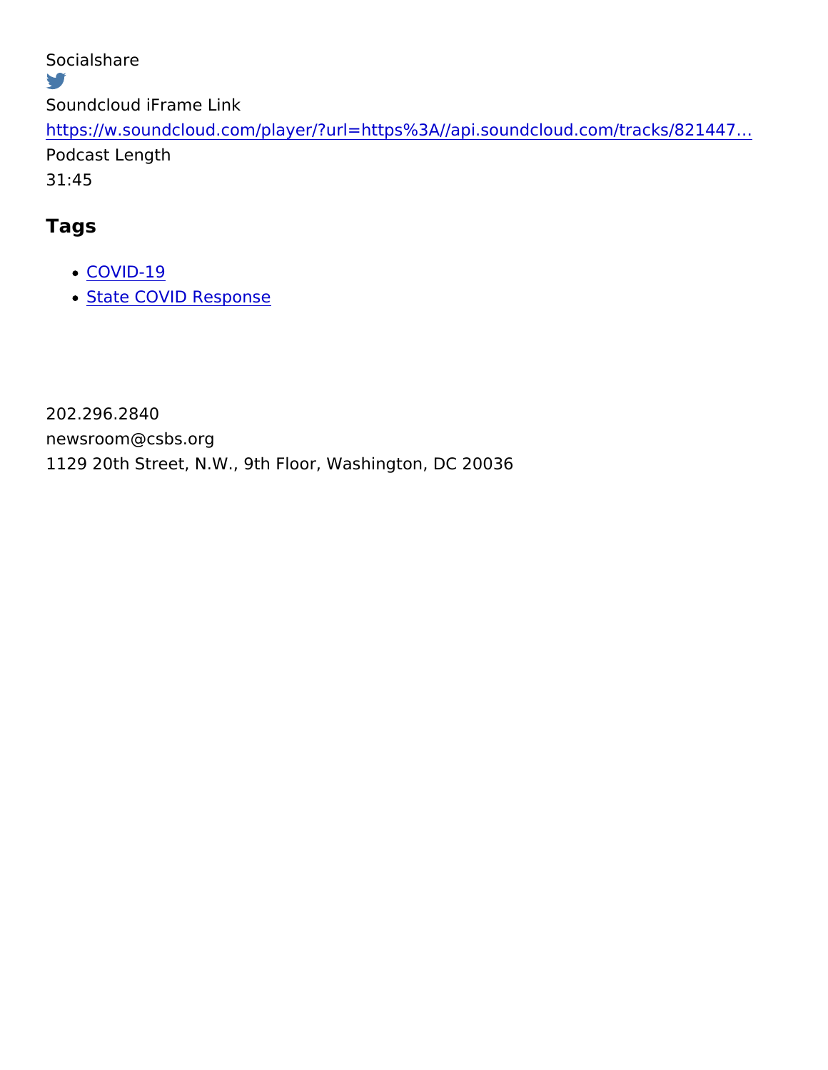Socialshare

Soundcloud iFrame Link

[https://w.soundcloud.com/player/?url=https%3A//api.soundcloud.com/tracks/821447…](https://w.soundcloud.com/player/?url=https%3A//api.soundcloud.com/tracks/821447…)

Podcast Length

31:45

## Tags

- [COVID-19]()
- [State COVID Response]()

202.296.2840

newsroom@csbs.org

1129 20th Street, N.W., 9th Floor, Washington, DC 20036